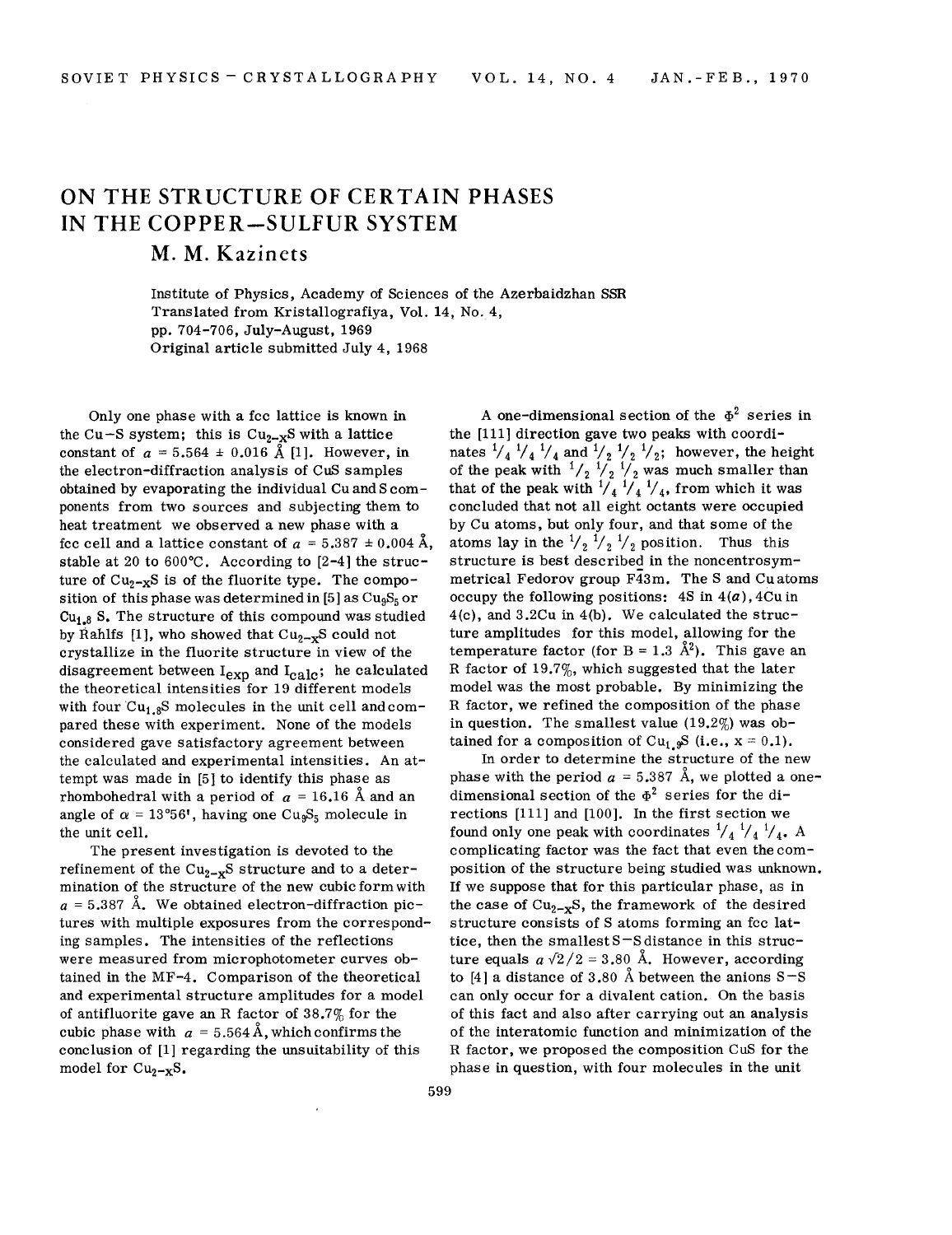# ON THE STRUCTURE OF CERTAIN PHASES IN THE COPPER—SULFUR SYSTEM

## M. M. Kazinets

Institute of Physics, Academy of Sciences of the Azerbaidzhan SSR
Translated from Kristallografiya, Vol. 14, No. 4,
pp. 704-706, July-August, 1969
Original article submitted July 4, 1968

Only one phase with a fcc lattice is known in the Cu−S system; this is $Cu_{2-x}S$ with a lattice constant of $a = 5.564 \pm 0.016$ Å [1]. However, in the electron-diffraction analysis of CuS samples obtained by evaporating the individual Cu and S components from two sources and subjecting them to heat treatment we observed a new phase with a fcc cell and a lattice constant of $a = 5.387 \pm 0.004$ Å, stable at 20 to 600°C. According to [2-4] the structure of $Cu_{2-x}S$ is of the fluorite type. The composition of this phase was determined in [5] as $Cu_9S_5$ or $Cu_{1.8}S$. The structure of this compound was studied by Rahlfs [1], who showed that $Cu_{2-x}S$ could not crystallize in the fluorite structure in view of the disagreement between $I_{exp}$ and $I_{calc}$; he calculated the theoretical intensities for 19 different models with four $Cu_{1.8}S$ molecules in the unit cell and compared these with experiment. None of the models considered gave satisfactory agreement between the calculated and experimental intensities. An attempt was made in [5] to identify this phase as rhombohedral with a period of $a = 16.16$ Å and an angle of $\alpha = 13°56'$, having one $Cu_9S_5$ molecule in the unit cell.

The present investigation is devoted to the refinement of the $Cu_{2-x}S$ structure and to a determination of the structure of the new cubic form with $a = 5.387$ Å. We obtained electron-diffraction pictures with multiple exposures from the corresponding samples. The intensities of the reflections were measured from microphotometer curves obtained in the MF-4. Comparison of the theoretical and experimental structure amplitudes for a model of antifluorite gave an R factor of 38.7% for the cubic phase with $a = 5.564$ Å, which confirms the conclusion of [1] regarding the unsuitability of this model for $Cu_{2-x}S$.

A one-dimensional section of the $\Phi^2$ series in the [111] direction gave two peaks with coordinates $^1/_4\ ^1/_4\ ^1/_4$ and $^1/_2\ ^1/_2\ ^1/_2$; however, the height of the peak with $^1/_2\ ^1/_2\ ^1/_2$ was much smaller than that of the peak with $^1/_4\ ^1/_4\ ^1/_4$, from which it was concluded that not all eight octants were occupied by Cu atoms, but only four, and that some of the atoms lay in the $^1/_2\ ^1/_2\ ^1/_2$ position. Thus this structure is best described in the noncentrosymmetrical Fedorov group $F\bar{4}3m$. The S and Cu atoms occupy the following positions: 4S in 4($a$), 4Cu in 4(c), and 3.2Cu in 4(b). We calculated the structure amplitudes for this model, allowing for the temperature factor (for $B = 1.3$ Å$^2$). This gave an R factor of 19.7%, which suggested that the later model was the most probable. By minimizing the R factor, we refined the composition of the phase in question. The smallest value (19.2%) was obtained for a composition of $Cu_{1.9}S$ (i.e., $x = 0.1$).

In order to determine the structure of the new phase with the period $a = 5.387$ Å, we plotted a one-dimensional section of the $\Phi^2$ series for the directions [111] and [100]. In the first section we found only one peak with coordinates $^1/_4\ ^1/_4\ ^1/_4$. A complicating factor was the fact that even the composition of the structure being studied was unknown. If we suppose that for this particular phase, as in the case of $Cu_{2-x}S$, the framework of the desired structure consists of S atoms forming an fcc lattice, then the smallest S−S distance in this structure equals $a\sqrt{2}/2 = 3.80$ Å. However, according to [4] a distance of 3.80 Å between the anions S−S can only occur for a divalent cation. On the basis of this fact and also after carrying out an analysis of the interatomic function and minimization of the R factor, we proposed the composition CuS for the phase in question, with four molecules in the unit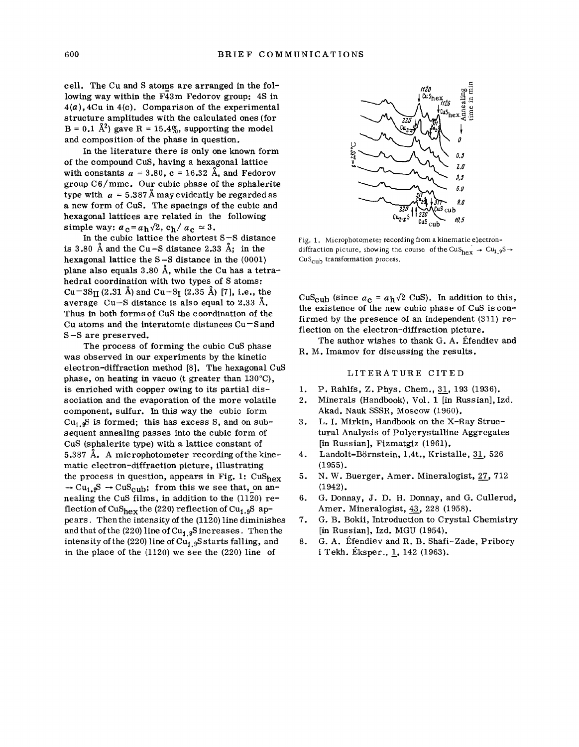cell. The Cu and S atoms are arranged in the following way within the $F\bar{4}3m$ Fedorov group: 4S in 4(*a*), 4Cu in 4(c). Comparison of the experimental structure amplitudes with the calculated ones (for $B = 0.1$ Å$^2$) gave R = 15.4%, supporting the model and composition of the phase in question.

In the literature there is only one known form of the compound CuS, having a hexagonal lattice with constants $a = 3.80$, $c = 16.32$ Å, and Fedorov group C6/mmc. Our cubic phase of the sphalerite type with $a = 5.387$ Å may evidently be regarded as a new form of CuS. The spacings of the cubic and hexagonal lattices are related in the following simple way: $a_c = a_h\sqrt{2}$, $c_h/a_c \simeq 3$.

In the cubic lattice the shortest S–S distance is 3.80 Å and the Cu–S distance 2.33 Å; in the hexagonal lattice the S–S distance in the (0001) plane also equals 3.80 Å, while the Cu has a tetrahedral coordination with two types of S atoms: $Cu-3S_{II}$ (2.31 Å) and $Cu-S_I$ (2.35 Å) [7], i.e., the average Cu–S distance is also equal to 2.33 Å. Thus in both forms of CuS the coordination of the Cu atoms and the interatomic distances Cu–S and S–S are preserved.

The process of forming the cubic CuS phase was observed in our experiments by the kinetic electron-diffraction method [8]. The hexagonal CuS phase, on heating in vacuo (t greater than 130°C), is enriched with copper owing to its partial dissociation and the evaporation of the more volatile component, sulfur. In this way the cubic form $Cu_{1.9}S$ is formed; this has excess S, and on subsequent annealing passes into the cubic form of CuS (sphalerite type) with a lattice constant of 5.387 Å. A microphotometer recording of the kinematic electron-diffraction picture, illustrating the process in question, appears in Fig. 1: $CuS_{hex} \rightarrow Cu_{1.9}S \rightarrow CuS_{cub}$; from this we see that, on annealing the CuS films, in addition to the $(11\bar{2}0)$ reflection of $CuS_{hex}$ the (220) reflection of $Cu_{1.9}S$ appears. Then the intensity of the $(11\bar{2}0)$ line diminishes and that of the (220) line of $Cu_{1.9}S$ increases. Then the intensity of the (220) line of $Cu_{1.9}S$ starts falling, and in the place of the (1120) we see the (220) line of $CuS_{cub}$ (since $a_c = a_h\sqrt{2}$ CuS). In addition to this, the existence of the new cubic phase of CuS is confirmed by the presence of an independent (311) reflection on the electron-diffraction picture.

1120
$CuS_{hex}$
1126
$CuS_{hex}$
220
$Cu_{2-x}S$
311
$Cu_{2-x}S$
Annealing time in min
t=230°C
0
0.5
2.0
3.5
6.0
9.0
10.5
311
$Cu_{2-x}S$
311
$CuS_{cub}$
220
$Cu_{2-x}S$
220
$CuS_{cub}$

Fig. 1. Microphotometer recording from a kinematic electron-diffraction picture, showing the course of the $CuS_{hex} \rightarrow Cu_{1.9}S \rightarrow CuS_{cub}$ transformation process.

The author wishes to thank G. A. Éfendiev and R. M. Imamov for discussing the results.

## LITERATURE CITED

1. P. Rahlfs, Z. Phys. Chem., 31, 193 (1936).
2. Minerals (Handbook), Vol. 1 [in Russian], Izd. Akad. Nauk SSSR, Moscow (1960).
3. L. I. Mirkin, Handbook on the X-Ray Structural Analysis of Polycrystalline Aggregates [in Russian], Fizmatgiz (1961).
4. Landolt-Börnstein, 1.4t., Kristalle, 31, 526 (1955).
5. N. W. Buerger, Amer. Mineralogist, 27, 712 (1942).
6. G. Donnay, J. D. H. Donnay, and G. Cullerud, Amer. Mineralogist, 43, 228 (1958).
7. G. B. Bokii, Introduction to Crystal Chemistry [in Russian], Izd. MGU (1954).
8. G. A. Éfendiev and R. B. Shafi-Zade, Pribory i Tekh. Éksper., 1, 142 (1963).